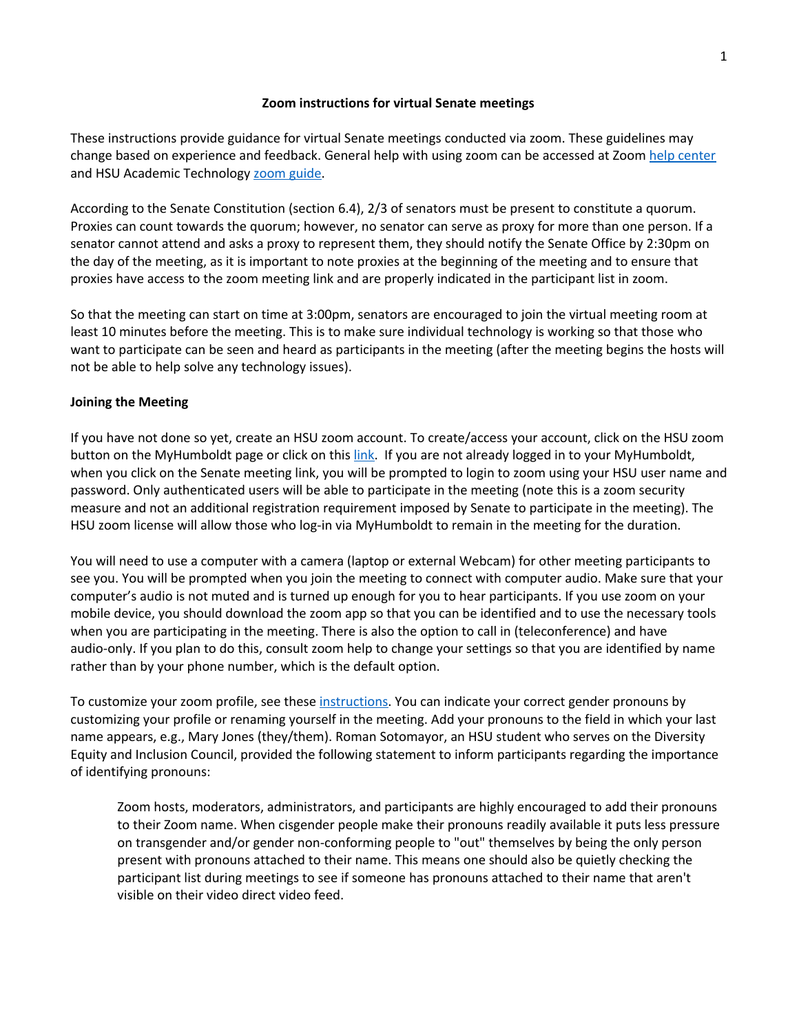# Zoom instructions for virtual Senate meetings

These instructions provide guidance for virtual Senate meetings conducted via zoom. These guidelines may change based on experience and feedback. General help with using zoom can be accessed at Zoom help center and HSU Academic Technology zoom guide.

According to the Senate Constitution (section 6.4), 2/3 of senators must be present to constitute a quorum. Proxies can count towards the quorum; however, no senator can serve as proxy for more than one person. If a senator cannot attend and asks a proxy to represent them, they should notify the Senate Office by 2:30pm on the day of the meeting, as it is important to note proxies at the beginning of the meeting and to ensure that proxies have access to the zoom meeting link and are properly indicated in the participant list in zoom.

So that the meeting can start on time at 3:00pm, senators are encouraged to join the virtual meeting room at least 10 minutes before the meeting. This is to make sure individual technology is working so that those who want to participate can be seen and heard as participants in the meeting (after the meeting begins the hosts will not be able to help solve any technology issues).

## Joining the Meeting

If you have not done so yet, create an HSU zoom account. To create/access your account, click on the HSU zoom button on the MyHumboldt page or click on this link. If you are not already logged in to your MyHumboldt, when you click on the Senate meeting link, you will be prompted to login to zoom using your HSU user name and password. Only authenticated users will be able to participate in the meeting (note this is a zoom security measure and not an additional registration requirement imposed by Senate to participate in the meeting). The HSU zoom license will allow those who log-in via MyHumboldt to remain in the meeting for the duration.

You will need to use a computer with a camera (laptop or external Webcam) for other meeting participants to see you. You will be prompted when you join the meeting to connect with computer audio. Make sure that your computer's audio is not muted and is turned up enough for you to hear participants. If you use zoom on your mobile device, you should download the zoom app so that you can be identified and to use the necessary tools when you are participating in the meeting. There is also the option to call in (teleconference) and have audio-only. If you plan to do this, consult zoom help to change your settings so that you are identified by name rather than by your phone number, which is the default option.

To customize your zoom profile, see these instructions. You can indicate your correct gender pronouns by customizing your profile or renaming yourself in the meeting. Add your pronouns to the field in which your last name appears, e.g., Mary Jones (they/them). Roman Sotomayor, an HSU student who serves on the Diversity Equity and Inclusion Council, provided the following statement to inform participants regarding the importance of identifying pronouns:

> Zoom hosts, moderators, administrators, and participants are highly encouraged to add their pronouns to their Zoom name. When cisgender people make their pronouns readily available it puts less pressure on transgender and/or gender non-conforming people to "out" themselves by being the only person present with pronouns attached to their name. This means one should also be quietly checking the participant list during meetings to see if someone has pronouns attached to their name that aren't visible on their video direct video feed.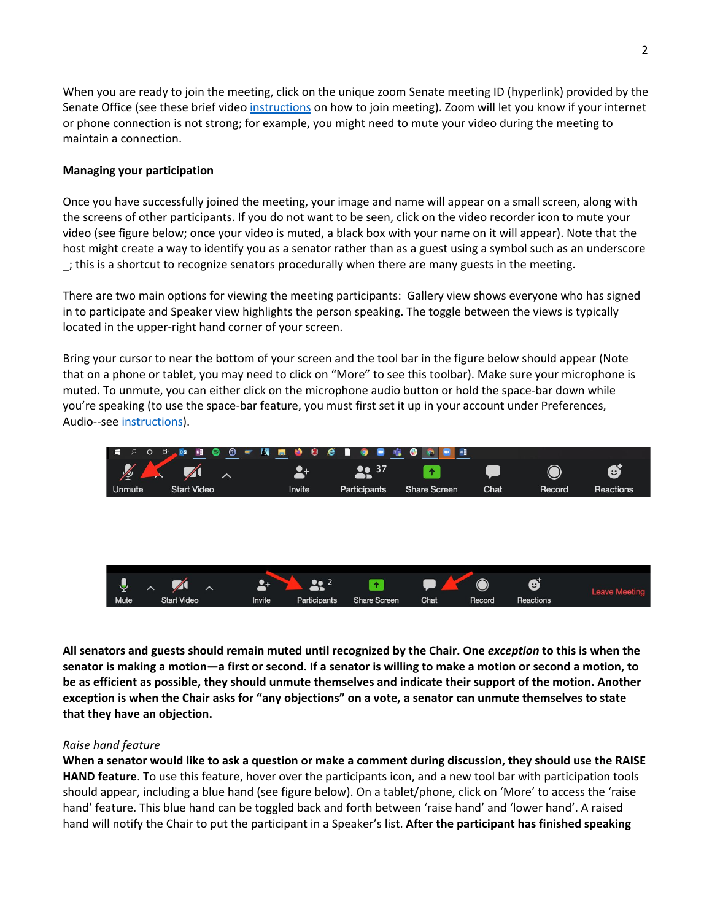When you are ready to join the meeting, click on the unique zoom Senate meeting ID (hyperlink) provided by the Senate Office (see these brief video instructions on how to join meeting). Zoom will let you know if your internet or phone connection is not strong; for example, you might need to mute your video during the meeting to maintain a connection.

**Managing your participation**

Once you have successfully joined the meeting, your image and name will appear on a small screen, along with the screens of other participants. If you do not want to be seen, click on the video recorder icon to mute your video (see figure below; once your video is muted, a black box with your name on it will appear). Note that the host might create a way to identify you as a senator rather than as a guest using a symbol such as an underscore _; this is a shortcut to recognize senators procedurally when there are many guests in the meeting.

There are two main options for viewing the meeting participants: Gallery view shows everyone who has signed in to participate and Speaker view highlights the person speaking. The toggle between the views is typically located in the upper-right hand corner of your screen.

Bring your cursor to near the bottom of your screen and the tool bar in the figure below should appear (Note that on a phone or tablet, you may need to click on "More" to see this toolbar). Make sure your microphone is muted. To unmute, you can either click on the microphone audio button or hold the space-bar down while you're speaking (to use the space-bar feature, you must first set it up in your account under Preferences, Audio--see instructions).

**All senators and guests should remain muted until recognized by the Chair. One *exception* to this is when the senator is making a motion—a first or second. If a senator is willing to make a motion or second a motion, to be as efficient as possible, they should unmute themselves and indicate their support of the motion. Another exception is when the Chair asks for "any objections" on a vote, a senator can unmute themselves to state that they have an objection.**

*Raise hand feature*

**When a senator would like to ask a question or make a comment during discussion, they should use the RAISE HAND feature**. To use this feature, hover over the participants icon, and a new tool bar with participation tools should appear, including a blue hand (see figure below). On a tablet/phone, click on 'More' to access the 'raise hand' feature. This blue hand can be toggled back and forth between 'raise hand' and 'lower hand'. A raised hand will notify the Chair to put the participant in a Speaker's list. **After the participant has finished speaking**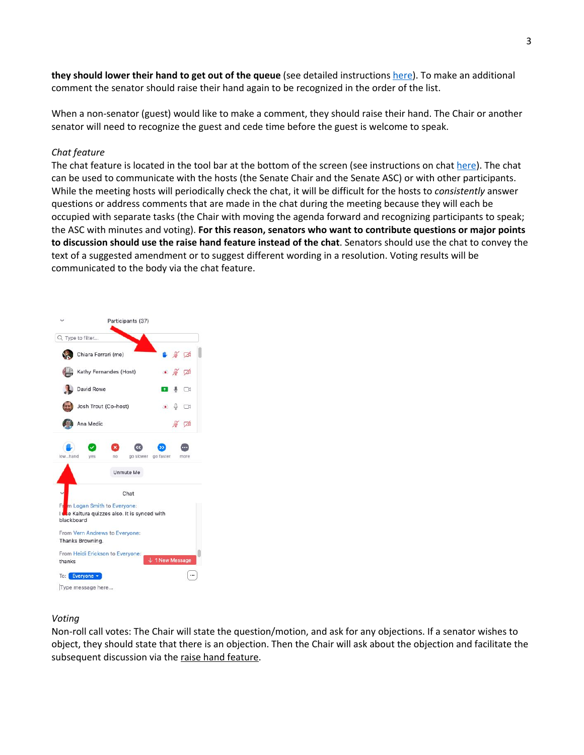**they should lower their hand to get out of the queue** (see detailed instructions here). To make an additional comment the senator should raise their hand again to be recognized in the order of the list.

When a non-senator (guest) would like to make a comment, they should raise their hand. The Chair or another senator will need to recognize the guest and cede time before the guest is welcome to speak.

*Chat feature*

The chat feature is located in the tool bar at the bottom of the screen (see instructions on chat here). The chat can be used to communicate with the hosts (the Senate Chair and the Senate ASC) or with other participants. While the meeting hosts will periodically check the chat, it will be difficult for the hosts to *consistently* answer questions or address comments that are made in the chat during the meeting because they will each be occupied with separate tasks (the Chair with moving the agenda forward and recognizing participants to speak; the ASC with minutes and voting). **For this reason, senators who want to contribute questions or major points to discussion should use the raise hand feature instead of the chat**. Senators should use the chat to convey the text of a suggested amendment or to suggest different wording in a resolution. Voting results will be communicated to the body via the chat feature.

*Voting*

Non-roll call votes: The Chair will state the question/motion, and ask for any objections. If a senator wishes to object, they should state that there is an objection. Then the Chair will ask about the objection and facilitate the subsequent discussion via the raise hand feature.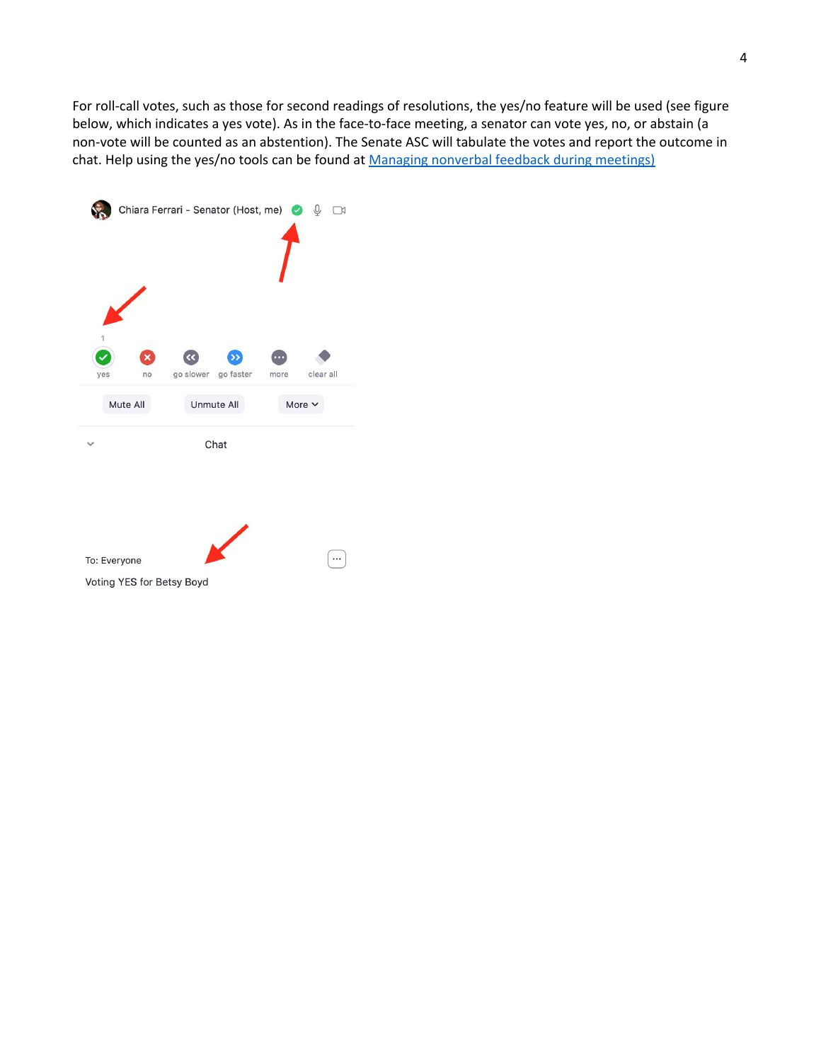For roll-call votes, such as those for second readings of resolutions, the yes/no feature will be used (see figure below, which indicates a yes vote). As in the face-to-face meeting, a senator can vote yes, no, or abstain (a non-vote will be counted as an abstention). The Senate ASC will tabulate the votes and report the outcome in chat. Help using the yes/no tools can be found at Managing nonverbal feedback during meetings)